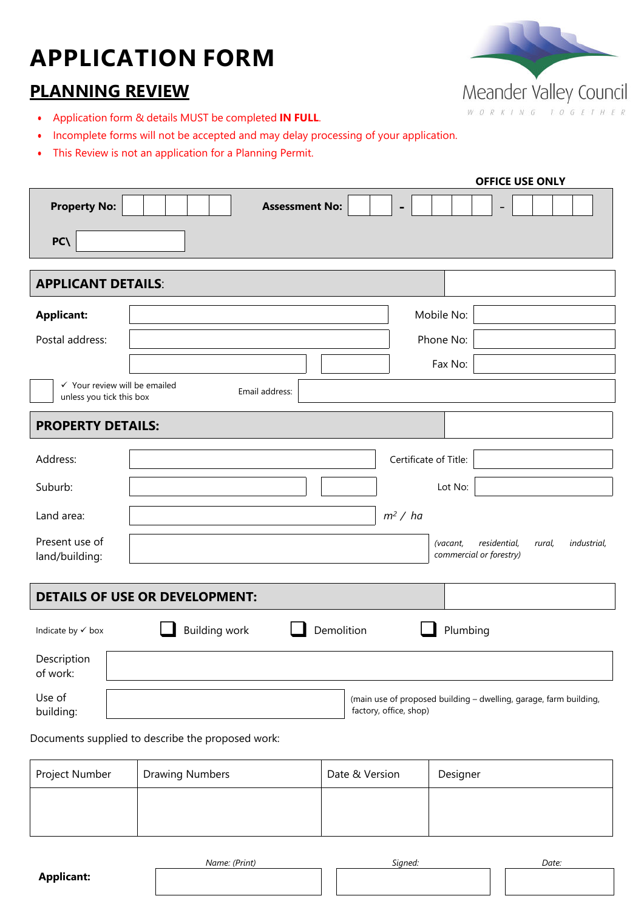# APPLICATION FORM

## PLANNING REVIEW

Meander Valley Council
WORKING TOGETHER

- Application form & details MUST be completed **IN FULL**.
- Incomplete forms will not be accepted and may delay processing of your application.
- This Review is not an application for a Planning Permit.

**OFFICE USE ONLY**

**Property No:** | | | | | | **Assessment No:** | | | - | | | | | - | | | | |

**PC\\**

## APPLICANT DETAILS:

**Applicant:** Mobile No:

Postal address: Phone No:

Fax No:

☐ ✓ Your review will be emailed unless you tick this box — Email address:

## PROPERTY DETAILS:

Address: Certificate of Title:

Suburb: Lot No:

Land area: $m^2$ / *ha*

Present use of land/building: *(vacant, residential, rural, industrial, commercial or forestry)*

## DETAILS OF USE OR DEVELOPMENT:

Indicate by ✓ box ☐ Building work ☐ Demolition ☐ Plumbing

Description of work:

Use of building: (main use of proposed building – dwelling, garage, farm building, factory, office, shop)

Documents supplied to describe the proposed work:

| Project Number | Drawing Numbers | Date & Version | Designer |
|---|---|---|---|
| | | | |

| | *Name: (Print)* | *Signed:* | *Date:* |
|---|---|---|---|
| **Applicant:** | | | |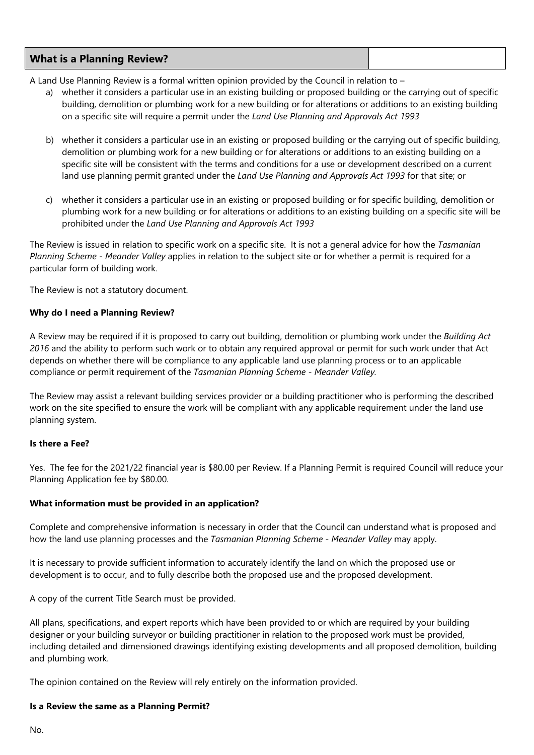## What is a Planning Review?

A Land Use Planning Review is a formal written opinion provided by the Council in relation to –

a) whether it considers a particular use in an existing building or proposed building or the carrying out of specific building, demolition or plumbing work for a new building or for alterations or additions to an existing building on a specific site will require a permit under the *Land Use Planning and Approvals Act 1993*

b) whether it considers a particular use in an existing or proposed building or the carrying out of specific building, demolition or plumbing work for a new building or for alterations or additions to an existing building on a specific site will be consistent with the terms and conditions for a use or development described on a current land use planning permit granted under the *Land Use Planning and Approvals Act 1993* for that site; or

c) whether it considers a particular use in an existing or proposed building or for specific building, demolition or plumbing work for a new building or for alterations or additions to an existing building on a specific site will be prohibited under the *Land Use Planning and Approvals Act 1993*

The Review is issued in relation to specific work on a specific site. It is not a general advice for how the *Tasmanian Planning Scheme - Meander Valley* applies in relation to the subject site or for whether a permit is required for a particular form of building work.

The Review is not a statutory document.

**Why do I need a Planning Review?**

A Review may be required if it is proposed to carry out building, demolition or plumbing work under the *Building Act 2016* and the ability to perform such work or to obtain any required approval or permit for such work under that Act depends on whether there will be compliance to any applicable land use planning process or to an applicable compliance or permit requirement of the *Tasmanian Planning Scheme - Meander Valley*.

The Review may assist a relevant building services provider or a building practitioner who is performing the described work on the site specified to ensure the work will be compliant with any applicable requirement under the land use planning system.

**Is there a Fee?**

Yes. The fee for the 2021/22 financial year is $80.00 per Review. If a Planning Permit is required Council will reduce your Planning Application fee by $80.00.

**What information must be provided in an application?**

Complete and comprehensive information is necessary in order that the Council can understand what is proposed and how the land use planning processes and the *Tasmanian Planning Scheme - Meander Valley* may apply.

It is necessary to provide sufficient information to accurately identify the land on which the proposed use or development is to occur, and to fully describe both the proposed use and the proposed development.

A copy of the current Title Search must be provided.

All plans, specifications, and expert reports which have been provided to or which are required by your building designer or your building surveyor or building practitioner in relation to the proposed work must be provided, including detailed and dimensioned drawings identifying existing developments and all proposed demolition, building and plumbing work.

The opinion contained on the Review will rely entirely on the information provided.

**Is a Review the same as a Planning Permit?**

No.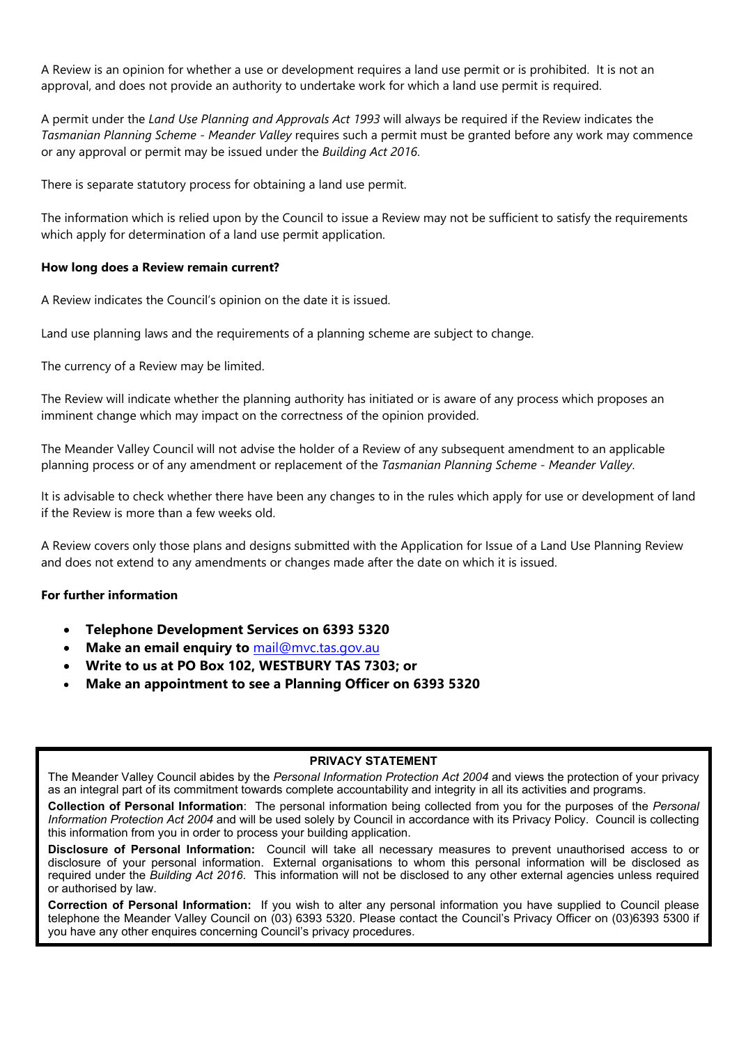A Review is an opinion for whether a use or development requires a land use permit or is prohibited. It is not an approval, and does not provide an authority to undertake work for which a land use permit is required.

A permit under the *Land Use Planning and Approvals Act 1993* will always be required if the Review indicates the *Tasmanian Planning Scheme - Meander Valley* requires such a permit must be granted before any work may commence or any approval or permit may be issued under the *Building Act 2016*.

There is separate statutory process for obtaining a land use permit.

The information which is relied upon by the Council to issue a Review may not be sufficient to satisfy the requirements which apply for determination of a land use permit application.

**How long does a Review remain current?**

A Review indicates the Council's opinion on the date it is issued.

Land use planning laws and the requirements of a planning scheme are subject to change.

The currency of a Review may be limited.

The Review will indicate whether the planning authority has initiated or is aware of any process which proposes an imminent change which may impact on the correctness of the opinion provided.

The Meander Valley Council will not advise the holder of a Review of any subsequent amendment to an applicable planning process or of any amendment or replacement of the *Tasmanian Planning Scheme - Meander Valley*.

It is advisable to check whether there have been any changes to in the rules which apply for use or development of land if the Review is more than a few weeks old.

A Review covers only those plans and designs submitted with the Application for Issue of a Land Use Planning Review and does not extend to any amendments or changes made after the date on which it is issued.

**For further information**

- **Telephone Development Services on 6393 5320**
- **Make an email enquiry to** mail@mvc.tas.gov.au
- **Write to us at PO Box 102, WESTBURY TAS 7303; or**
- **Make an appointment to see a Planning Officer on 6393 5320**

**PRIVACY STATEMENT**

The Meander Valley Council abides by the *Personal Information Protection Act 2004* and views the protection of your privacy as an integral part of its commitment towards complete accountability and integrity in all its activities and programs.

**Collection of Personal Information**: The personal information being collected from you for the purposes of the *Personal Information Protection Act 2004* and will be used solely by Council in accordance with its Privacy Policy. Council is collecting this information from you in order to process your building application.

**Disclosure of Personal Information:** Council will take all necessary measures to prevent unauthorised access to or disclosure of your personal information. External organisations to whom this personal information will be disclosed as required under the *Building Act 2016*. This information will not be disclosed to any other external agencies unless required or authorised by law.

**Correction of Personal Information:** If you wish to alter any personal information you have supplied to Council please telephone the Meander Valley Council on (03) 6393 5320. Please contact the Council's Privacy Officer on (03)6393 5300 if you have any other enquires concerning Council's privacy procedures.